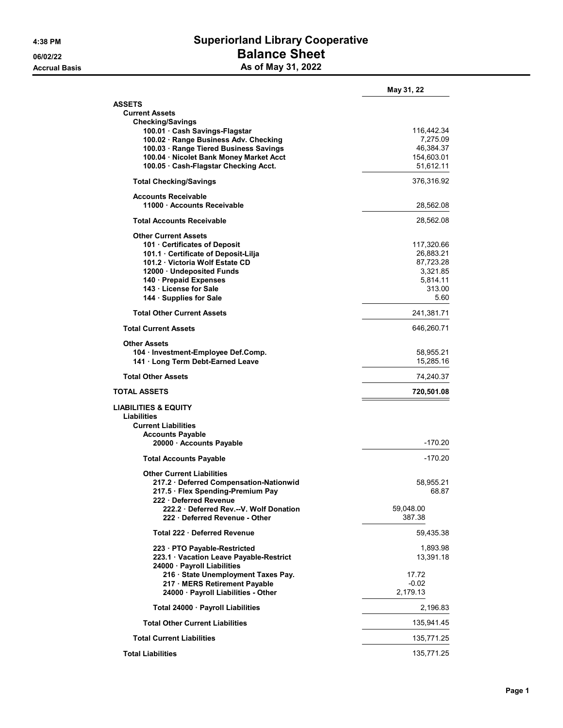# Superiorland Library Cooperative
## Balance Sheet
### As of May 31, 2022

4:38 PM
06/02/22
Accrual Basis

| | | May 31, 22 |
|---|---|---|
| **ASSETS** | | |
| **Current Assets** | | |
| **Checking/Savings** | | |
| 100.01 · Cash Savings-Flagstar | | 116,442.34 |
| 100.02 · Range Business Adv. Checking | | 7,275.09 |
| 100.03 · Range Tiered Business Savings | | 46,384.37 |
| 100.04 · Nicolet Bank Money Market Acct | | 154,603.01 |
| 100.05 · Cash-Flagstar Checking Acct. | | 51,612.11 |
| **Total Checking/Savings** | | 376,316.92 |
| **Accounts Receivable** | | |
| 11000 · Accounts Receivable | | 28,562.08 |
| **Total Accounts Receivable** | | 28,562.08 |
| **Other Current Assets** | | |
| 101 · Certificates of Deposit | | 117,320.66 |
| 101.1 · Certificate of Deposit-Lilja | | 26,883.21 |
| 101.2 · Victoria Wolf Estate CD | | 87,723.28 |
| 12000 · Undeposited Funds | | 3,321.85 |
| 140 · Prepaid Expenses | | 5,814.11 |
| 143 · License for Sale | | 313.00 |
| 144 · Supplies for Sale | | 5.60 |
| **Total Other Current Assets** | | 241,381.71 |
| **Total Current Assets** | | 646,260.71 |
| **Other Assets** | | |
| 104 · Investment-Employee Def.Comp. | | 58,955.21 |
| 141 · Long Term Debt-Earned Leave | | 15,285.16 |
| **Total Other Assets** | | 74,240.37 |
| **TOTAL ASSETS** | | **720,501.08** |
| **LIABILITIES & EQUITY** | | |
| **Liabilities** | | |
| **Current Liabilities** | | |
| **Accounts Payable** | | |
| 20000 · Accounts Payable | | -170.20 |
| **Total Accounts Payable** | | -170.20 |
| **Other Current Liabilities** | | |
| 217.2 · Deferred Compensation-Nationwid | | 58,955.21 |
| 217.5 · Flex Spending-Premium Pay | | 68.87 |
| 222 · Deferred Revenue | | |
| 222.2 · Deferred Rev.--V. Wolf Donation | 59,048.00 | |
| 222 · Deferred Revenue - Other | 387.38 | |
| Total 222 · Deferred Revenue | | 59,435.38 |
| 223 · PTO Payable-Restricted | | 1,893.98 |
| 223.1 · Vacation Leave Payable-Restrict | | 13,391.18 |
| 24000 · Payroll Liabilities | | |
| 216 · State Unemployment Taxes Pay. | 17.72 | |
| 217 · MERS Retirement Payable | -0.02 | |
| 24000 · Payroll Liabilities - Other | 2,179.13 | |
| Total 24000 · Payroll Liabilities | | 2,196.83 |
| **Total Other Current Liabilities** | | 135,941.45 |
| **Total Current Liabilities** | | 135,771.25 |
| **Total Liabilities** | | 135,771.25 |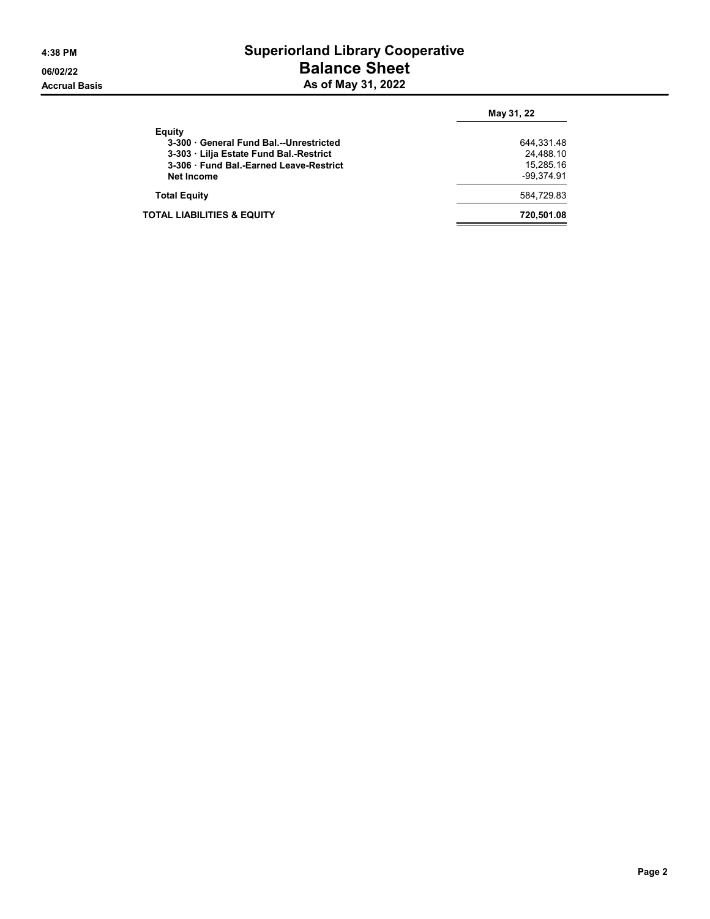# Superiorland Library Cooperative
## Balance Sheet
### As of May 31, 2022

4:38 PM
06/02/22
Accrual Basis

| | May 31, 22 |
|---|---|
| **Equity** | |
| **3-300 · General Fund Bal.--Unrestricted** | 644,331.48 |
| **3-303 · Lilja Estate Fund Bal.-Restrict** | 24,488.10 |
| **3-306 · Fund Bal.-Earned Leave-Restrict** | 15,285.16 |
| **Net Income** | -99,374.91 |
| **Total Equity** | 584,729.83 |
| **TOTAL LIABILITIES & EQUITY** | **720,501.08** |